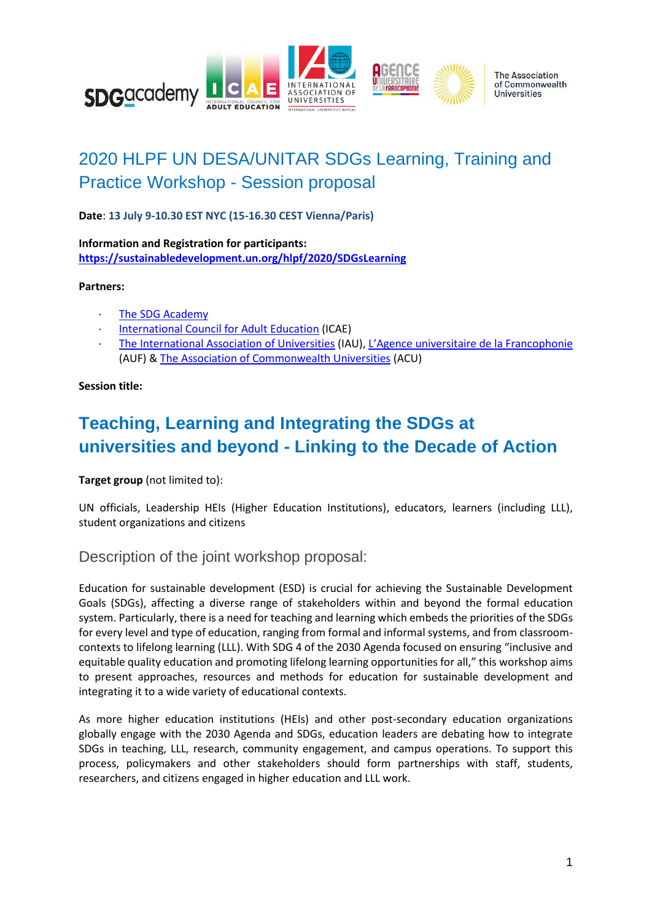# 2020 HLPF UN DESA/UNITAR SDGs Learning, Training and Practice Workshop - Session proposal

**Date**: **13 July 9-10.30 EST NYC (15-16.30 CEST Vienna/Paris)**

**Information and Registration for participants:**
**https://sustainabledevelopment.un.org/hlpf/2020/SDGsLearning**

**Partners:**

- The SDG Academy
- International Council for Adult Education (ICAE)
- The International Association of Universities (IAU), L'Agence universitaire de la Francophonie (AUF) & The Association of Commonwealth Universities (ACU)

**Session title:**

## Teaching, Learning and Integrating the SDGs at universities and beyond - Linking to the Decade of Action

**Target group** (not limited to):

UN officials, Leadership HEIs (Higher Education Institutions), educators, learners (including LLL), student organizations and citizens

### Description of the joint workshop proposal:

Education for sustainable development (ESD) is crucial for achieving the Sustainable Development Goals (SDGs), affecting a diverse range of stakeholders within and beyond the formal education system. Particularly, there is a need for teaching and learning which embeds the priorities of the SDGs for every level and type of education, ranging from formal and informal systems, and from classroom-contexts to lifelong learning (LLL). With SDG 4 of the 2030 Agenda focused on ensuring "inclusive and equitable quality education and promoting lifelong learning opportunities for all," this workshop aims to present approaches, resources and methods for education for sustainable development and integrating it to a wide variety of educational contexts.

As more higher education institutions (HEIs) and other post-secondary education organizations globally engage with the 2030 Agenda and SDGs, education leaders are debating how to integrate SDGs in teaching, LLL, research, community engagement, and campus operations. To support this process, policymakers and other stakeholders should form partnerships with staff, students, researchers, and citizens engaged in higher education and LLL work.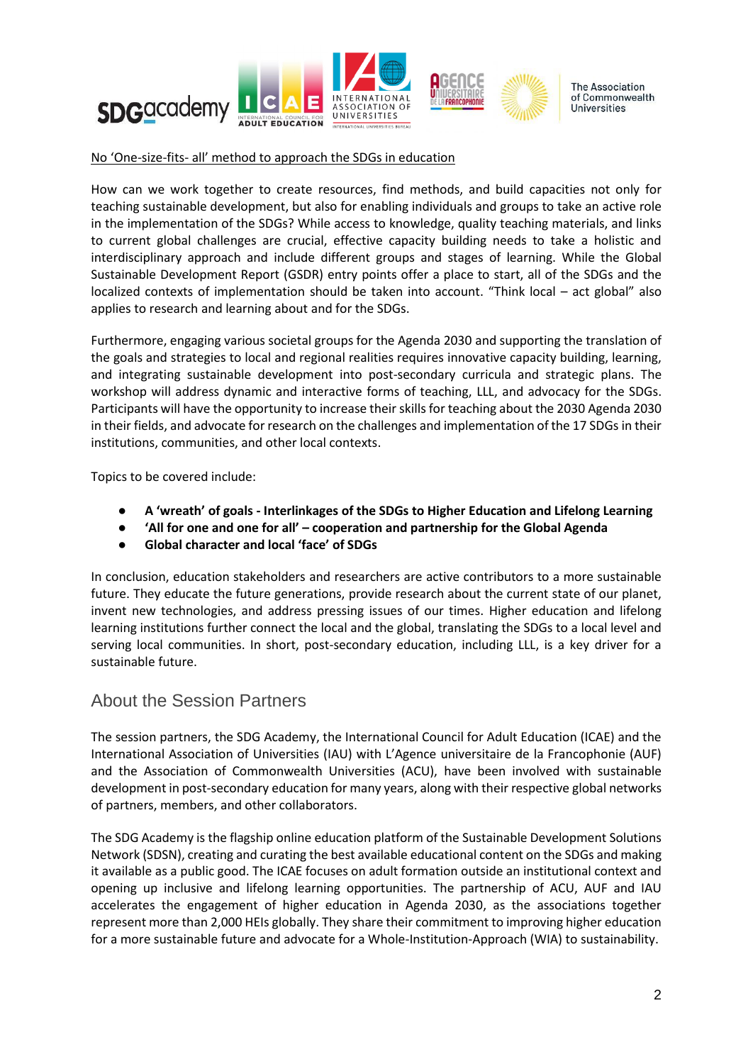No 'One-size-fits- all' method to approach the SDGs in education

How can we work together to create resources, find methods, and build capacities not only for teaching sustainable development, but also for enabling individuals and groups to take an active role in the implementation of the SDGs? While access to knowledge, quality teaching materials, and links to current global challenges are crucial, effective capacity building needs to take a holistic and interdisciplinary approach and include different groups and stages of learning. While the Global Sustainable Development Report (GSDR) entry points offer a place to start, all of the SDGs and the localized contexts of implementation should be taken into account. "Think local – act global" also applies to research and learning about and for the SDGs.

Furthermore, engaging various societal groups for the Agenda 2030 and supporting the translation of the goals and strategies to local and regional realities requires innovative capacity building, learning, and integrating sustainable development into post-secondary curricula and strategic plans. The workshop will address dynamic and interactive forms of teaching, LLL, and advocacy for the SDGs. Participants will have the opportunity to increase their skills for teaching about the 2030 Agenda 2030 in their fields, and advocate for research on the challenges and implementation of the 17 SDGs in their institutions, communities, and other local contexts.

Topics to be covered include:

- **A 'wreath' of goals - Interlinkages of the SDGs to Higher Education and Lifelong Learning**
- **'All for one and one for all' – cooperation and partnership for the Global Agenda**
- **Global character and local 'face' of SDGs**

In conclusion, education stakeholders and researchers are active contributors to a more sustainable future. They educate the future generations, provide research about the current state of our planet, invent new technologies, and address pressing issues of our times. Higher education and lifelong learning institutions further connect the local and the global, translating the SDGs to a local level and serving local communities. In short, post-secondary education, including LLL, is a key driver for a sustainable future.

## About the Session Partners

The session partners, the SDG Academy, the International Council for Adult Education (ICAE) and the International Association of Universities (IAU) with L'Agence universitaire de la Francophonie (AUF) and the Association of Commonwealth Universities (ACU), have been involved with sustainable development in post-secondary education for many years, along with their respective global networks of partners, members, and other collaborators.

The SDG Academy is the flagship online education platform of the Sustainable Development Solutions Network (SDSN), creating and curating the best available educational content on the SDGs and making it available as a public good. The ICAE focuses on adult formation outside an institutional context and opening up inclusive and lifelong learning opportunities. The partnership of ACU, AUF and IAU accelerates the engagement of higher education in Agenda 2030, as the associations together represent more than 2,000 HEIs globally. They share their commitment to improving higher education for a more sustainable future and advocate for a Whole-Institution-Approach (WIA) to sustainability.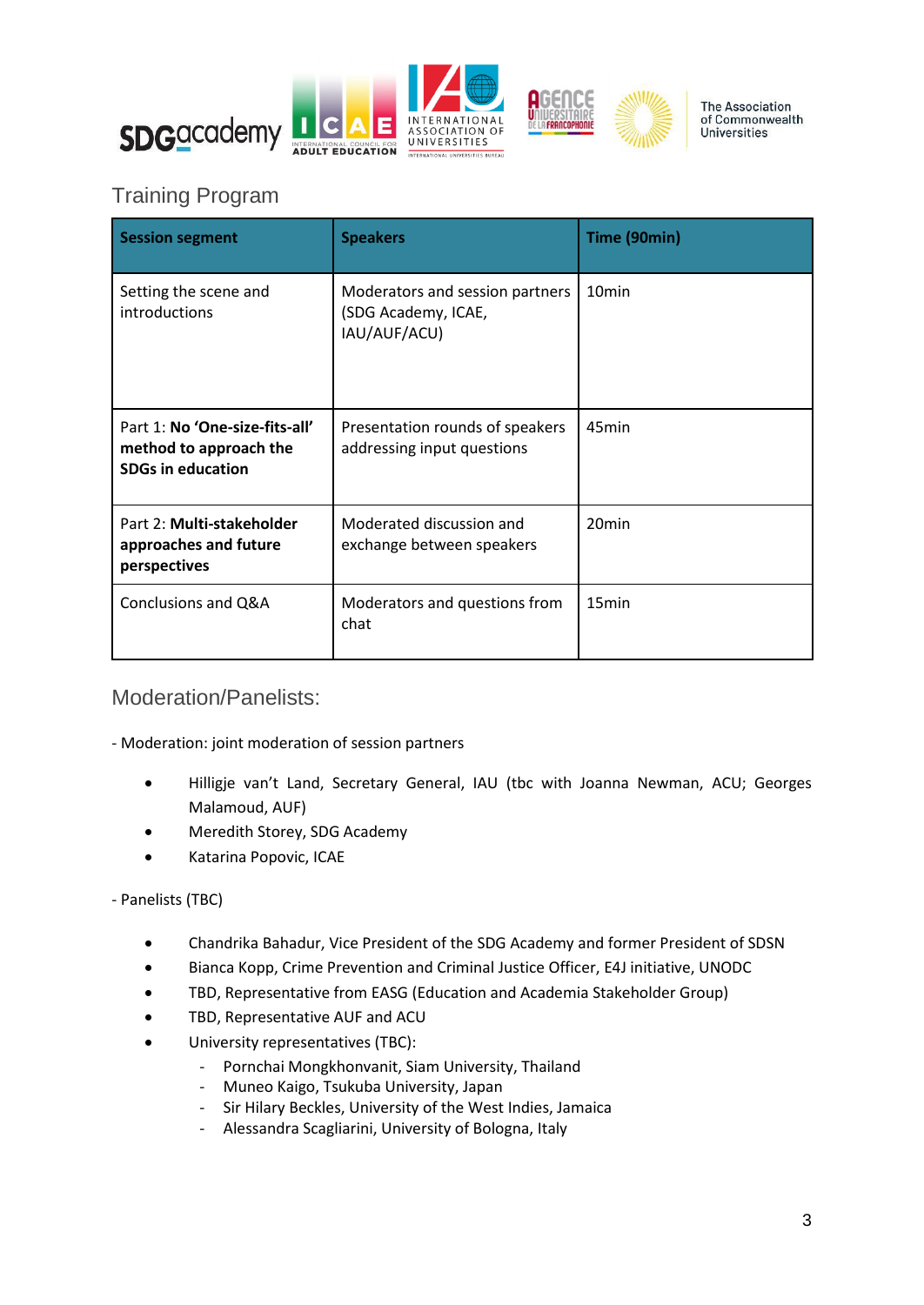## Training Program

| Session segment | Speakers | Time (90min) |
|---|---|---|
| Setting the scene and introductions | Moderators and session partners (SDG Academy, ICAE, IAU/AUF/ACU) | 10min |
| Part 1: **No 'One-size-fits-all' method to approach the SDGs in education** | Presentation rounds of speakers addressing input questions | 45min |
| Part 2: **Multi-stakeholder approaches and future perspectives** | Moderated discussion and exchange between speakers | 20min |
| Conclusions and Q&A | Moderators and questions from chat | 15min |

## Moderation/Panelists:

- Moderation: joint moderation of session partners

- Hilligje van't Land, Secretary General, IAU (tbc with Joanna Newman, ACU; Georges Malamoud, AUF)
- Meredith Storey, SDG Academy
- Katarina Popovic, ICAE

- Panelists (TBC)

- Chandrika Bahadur, Vice President of the SDG Academy and former President of SDSN
- Bianca Kopp, Crime Prevention and Criminal Justice Officer, E4J initiative, UNODC
- TBD, Representative from EASG (Education and Academia Stakeholder Group)
- TBD, Representative AUF and ACU
- University representatives (TBC):
  - Pornchai Mongkhonvanit, Siam University, Thailand
  - Muneo Kaigo, Tsukuba University, Japan
  - Sir Hilary Beckles, University of the West Indies, Jamaica
  - Alessandra Scagliarini, University of Bologna, Italy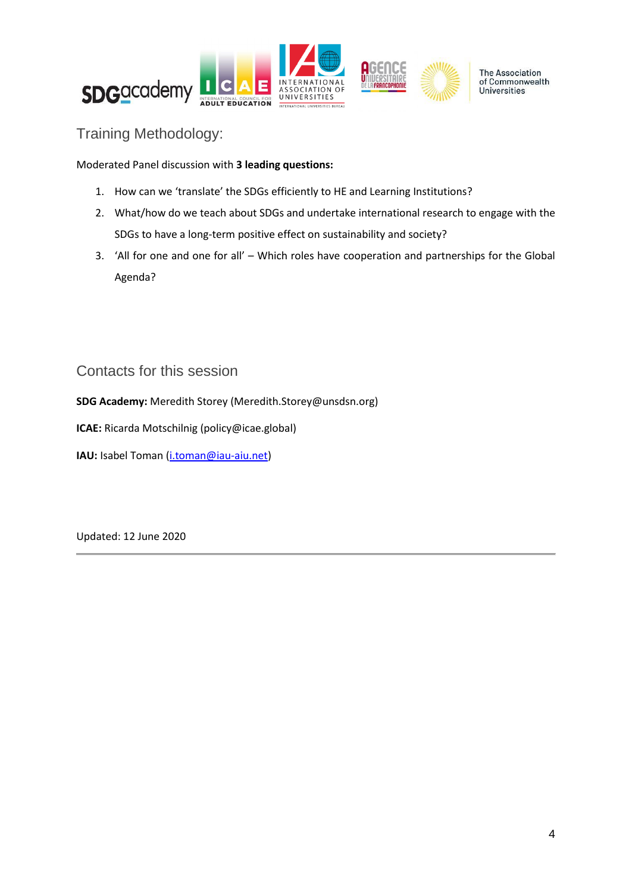## Training Methodology:

Moderated Panel discussion with **3 leading questions:**

1. How can we 'translate' the SDGs efficiently to HE and Learning Institutions?
2. What/how do we teach about SDGs and undertake international research to engage with the SDGs to have a long-term positive effect on sustainability and society?
3. 'All for one and one for all' – Which roles have cooperation and partnerships for the Global Agenda?

## Contacts for this session

**SDG Academy:** Meredith Storey (Meredith.Storey@unsdsn.org)

**ICAE:** Ricarda Motschilnig (policy@icae.global)

**IAU:** Isabel Toman (i.toman@iau-aiu.net)

Updated: 12 June 2020